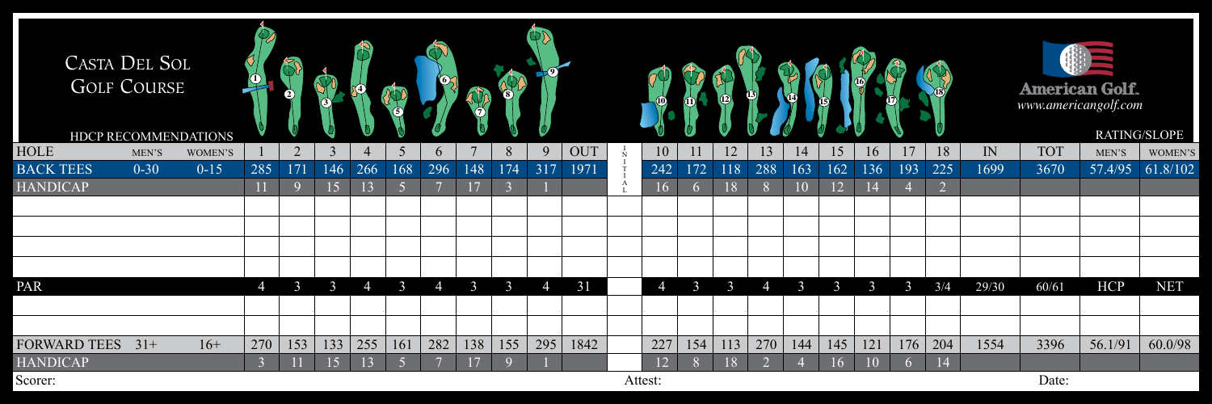# Casta Del Sol Golf Course

American Golf.
www.americangolf.com

| HOLE | MEN'S | WOMEN'S | 1 | 2 | 3 | 4 | 5 | 6 | 7 | 8 | 9 | OUT | INITIAL | 10 | 11 | 12 | 13 | 14 | 15 | 16 | 17 | 18 | IN | TOT | MEN'S | WOMEN'S |
|---|---|---|---|---|---|---|---|---|---|---|---|---|---|---|---|---|---|---|---|---|---|---|---|---|---|---|
| HDCP RECOMMENDATIONS | | | | | | | | | | | | | | | | | | | | | | | | | RATING/SLOPE | |
| BACK TEES | 0-30 | 0-15 | 285 | 171 | 146 | 266 | 168 | 296 | 148 | 174 | 317 | 1971 | | 242 | 172 | 118 | 288 | 163 | 162 | 136 | 193 | 225 | 1699 | 3670 | 57.4/95 | 61.8/102 |
| HANDICAP | | | 11 | 9 | 15 | 13 | 5 | 7 | 17 | 3 | 1 | | | 16 | 6 | 18 | 8 | 10 | 12 | 14 | 4 | 2 | | | | |
| | | | | | | | | | | | | | | | | | | | | | | | | | | |
| | | | | | | | | | | | | | | | | | | | | | | | | | | |
| | | | | | | | | | | | | | | | | | | | | | | | | | | |
| | | | | | | | | | | | | | | | | | | | | | | | | | | |
| PAR | | | 4 | 3 | 3 | 4 | 3 | 4 | 3 | 3 | 4 | 31 | | 4 | 3 | 3 | 4 | 3 | 3 | 3 | 3 | 3/4 | 29/30 | 60/61 | HCP | NET |
| | | | | | | | | | | | | | | | | | | | | | | | | | | |
| | | | | | | | | | | | | | | | | | | | | | | | | | | |
| FORWARD TEES | 31+ | 16+ | 270 | 153 | 133 | 255 | 161 | 282 | 138 | 155 | 295 | 1842 | | 227 | 154 | 113 | 270 | 144 | 145 | 121 | 176 | 204 | 1554 | 3396 | 56.1/91 | 60.0/98 |
| HANDICAP | | | 3 | 11 | 15 | 13 | 5 | 7 | 17 | 9 | 1 | | | 12 | 8 | 18 | 2 | 4 | 16 | 10 | 6 | 14 | | | | |

Scorer: Attest: Date: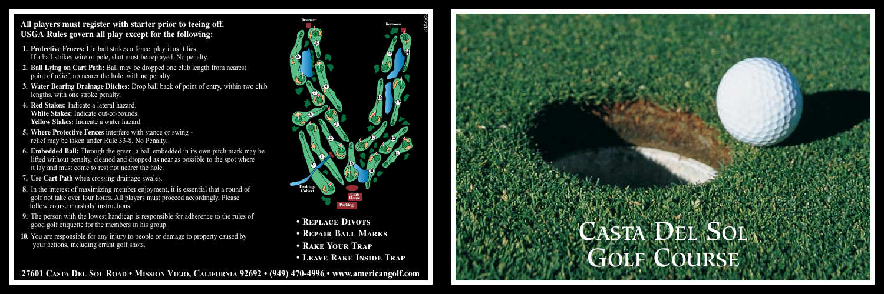**All players must register with starter prior to teeing off.**
**USGA Rules govern all play except for the following:**

1. **Protective Fences:** If a ball strikes a fence, play it as it lies. If a ball strikes wire or pole, shot must be replayed. No penalty.
2. **Ball Lying on Cart Path:** Ball may be dropped one club length from nearest point of relief, no nearer the hole, with no penalty.
3. **Water Bearing Drainage Ditches:** Drop ball back of point of entry, within two club lengths, with one stroke penalty.
4. **Red Stakes:** Indicate a lateral hazard.
   **White Stakes:** Indicate out-of-bounds.
   **Yellow Stakes:** Indicate a water hazard.
5. **Where Protective Fences** interfere with stance or swing - relief may be taken under Rule 33-8. No Penalty.
6. **Embedded Ball:** Through the green, a ball embedded in its own pitch mark may be lifted without penalty, cleaned and dropped as near as possible to the spot where it lay and must come to rest not nearer the hole.
7. **Use Cart Path** when crossing drainage swales.
8. In the interest of maximizing member enjoyment, it is essential that a round of golf not take over four hours. All players must proceed accordingly. Please follow course marshals' instructions.
9. The person with the lowest handicap is responsible for adherence to the rules of good golf etiquette for the members in his group.
10. You are responsible for any injury to people or damage to property caused by your actions, including errant golf shots.

Restroom
Restroom
Drainage Culvert
Club House
Parking
12/2012

- **Replace Divots**
- **Repair Ball Marks**
- **Rake Your Trap**
- **Leave Rake Inside Trap**

**27601 Casta Del Sol Road • Mission Viejo, California 92692 • (949) 470-4996 • www.americangolf.com**

# Casta Del Sol Golf Course